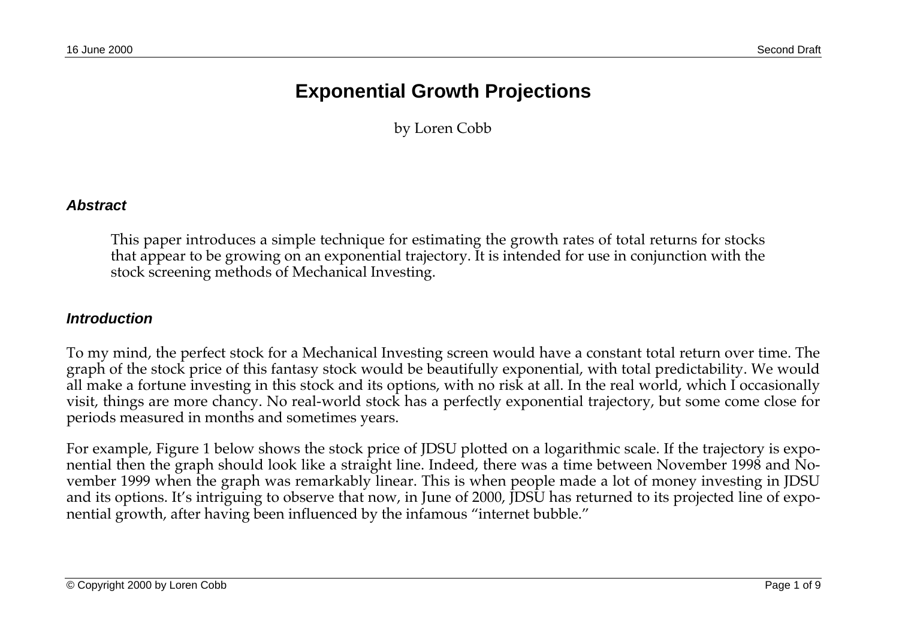# Exponential Growth Projections

by Loren Cobb

### *Abstract*

This paper introduces a simple technique for estimating the growth rates of total returns for stocks that appear to be growing on an exponential trajectory. It is intended for use in conjunction with the stock screening methods of Mechanical Investing.

### *Introduction*

To my mind, the perfect stock for a Mechanical Investing screen would have a constant total return over time. The graph of the stock price of this fantasy stock would be beautifully exponential, with total predictability. We would all make a fortune investing in this stock and its options, with no risk at all. In the real world, which I occasionally visit, things are more chancy. No real-world stock has a perfectly exponential trajectory, but some come close for periods measured in months and sometimes years.

For example, Figure 1 below shows the stock price of JDSU plotted on a logarithmic scale. If the trajectory is exponential then the graph should look like a straight line. Indeed, there was a time between November 1998 and November 1999 when the graph was remarkably linear. This is when people made a lot of money investing in JDSU and its options. It's intriguing to observe that now, in June of 2000, JDSU has returned to its projected line of exponential growth, after having been influenced by the infamous "internet bubble."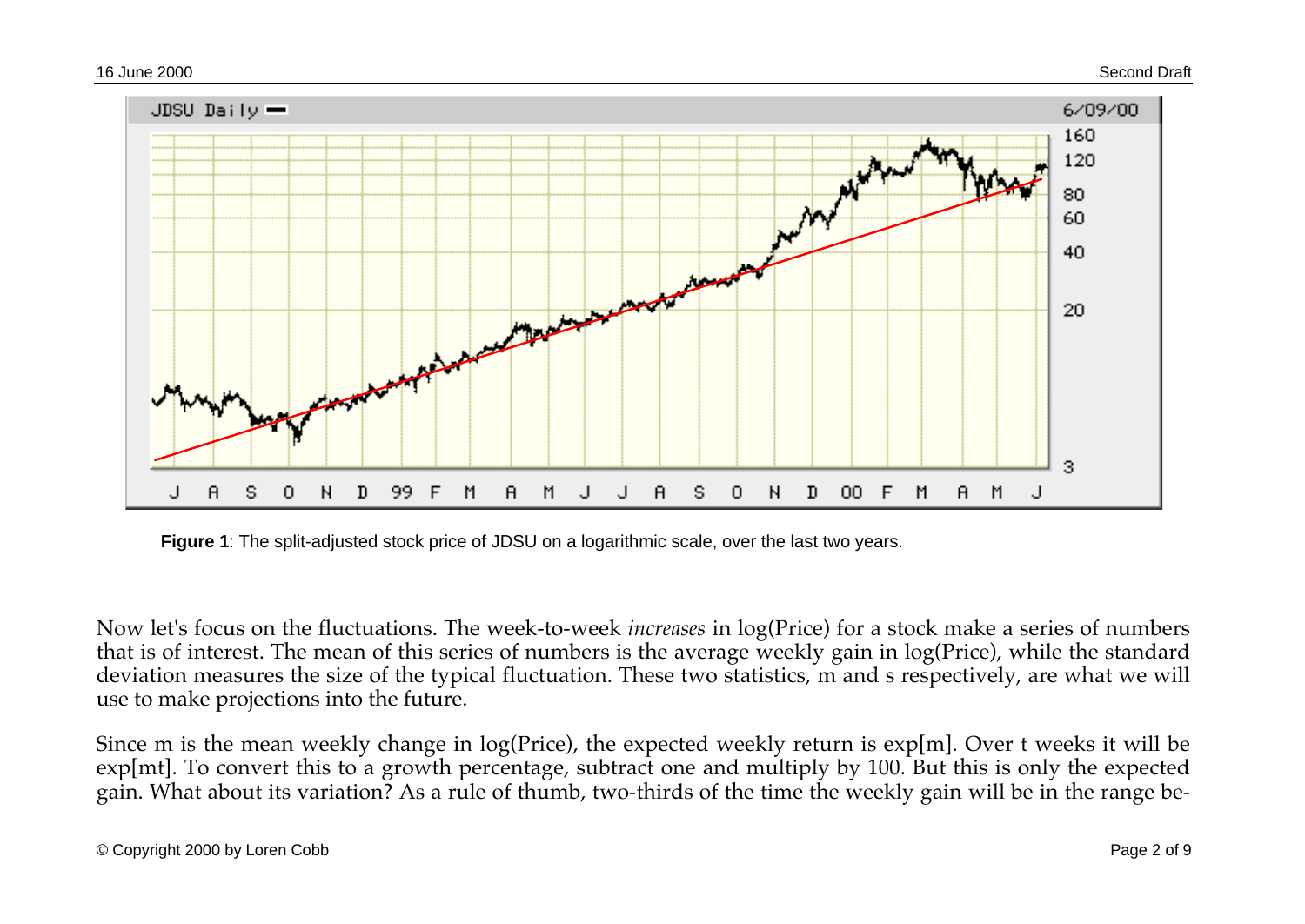**Figure 1**: The split-adjusted stock price of JDSU on a logarithmic scale, over the last two years.

Now let's focus on the fluctuations. The week-to-week *increases* in log(Price) for a stock make a series of numbers that is of interest. The mean of this series of numbers is the average weekly gain in log(Price), while the standard deviation measures the size of the typical fluctuation. These two statistics, m and s respectively, are what we will use to make projections into the future.

Since m is the mean weekly change in log(Price), the expected weekly return is $\exp[m]$. Over t weeks it will be $\exp[mt]$. To convert this to a growth percentage, subtract one and multiply by 100. But this is only the expected gain. What about its variation? As a rule of thumb, two-thirds of the time the weekly gain will be in the range be-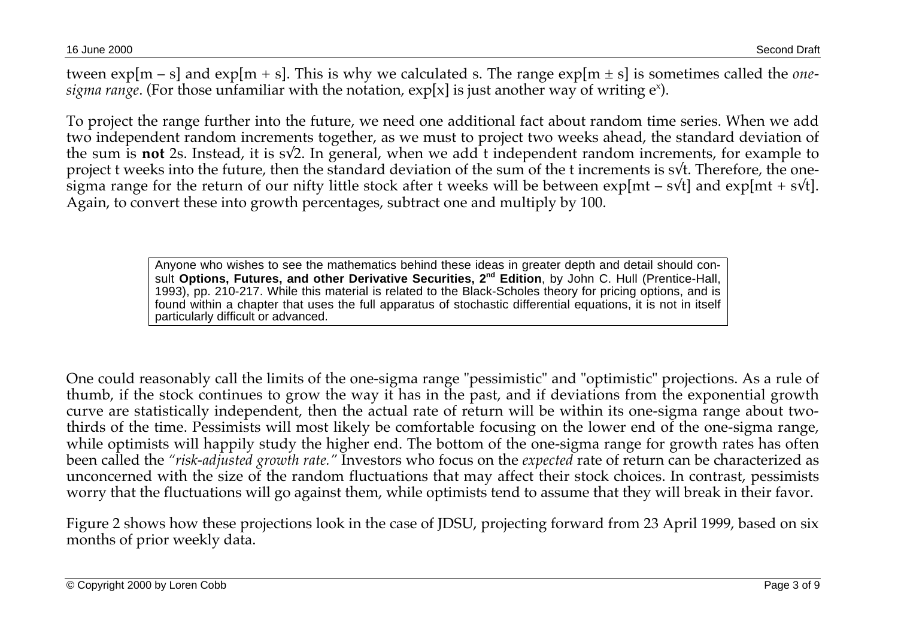tween $\exp[m - s]$ and $\exp[m + s]$. This is why we calculated s. The range $\exp[m \pm s]$ is sometimes called the *one-sigma range*. (For those unfamiliar with the notation, $\exp[x]$ is just another way of writing $e^x$).

To project the range further into the future, we need one additional fact about random time series. When we add two independent random increments together, as we must to project two weeks ahead, the standard deviation of the sum is **not** 2s. Instead, it is $s\sqrt{2}$. In general, when we add t independent random increments, for example to project t weeks into the future, then the standard deviation of the sum of the t increments is $s\sqrt{t}$. Therefore, the one-sigma range for the return of our nifty little stock after t weeks will be between $\exp[mt - s\sqrt{t}]$ and $\exp[mt + s\sqrt{t}]$. Again, to convert these into growth percentages, subtract one and multiply by 100.

> Anyone who wishes to see the mathematics behind these ideas in greater depth and detail should consult **Options, Futures, and other Derivative Securities, 2nd Edition**, by John C. Hull (Prentice-Hall, 1993), pp. 210-217. While this material is related to the Black-Scholes theory for pricing options, and is found within a chapter that uses the full apparatus of stochastic differential equations, it is not in itself particularly difficult or advanced.

One could reasonably call the limits of the one-sigma range "pessimistic" and "optimistic" projections. As a rule of thumb, if the stock continues to grow the way it has in the past, and if deviations from the exponential growth curve are statistically independent, then the actual rate of return will be within its one-sigma range about two-thirds of the time. Pessimists will most likely be comfortable focusing on the lower end of the one-sigma range, while optimists will happily study the higher end. The bottom of the one-sigma range for growth rates has often been called the *"risk-adjusted growth rate."* Investors who focus on the *expected* rate of return can be characterized as unconcerned with the size of the random fluctuations that may affect their stock choices. In contrast, pessimists worry that the fluctuations will go against them, while optimists tend to assume that they will break in their favor.

Figure 2 shows how these projections look in the case of JDSU, projecting forward from 23 April 1999, based on six months of prior weekly data.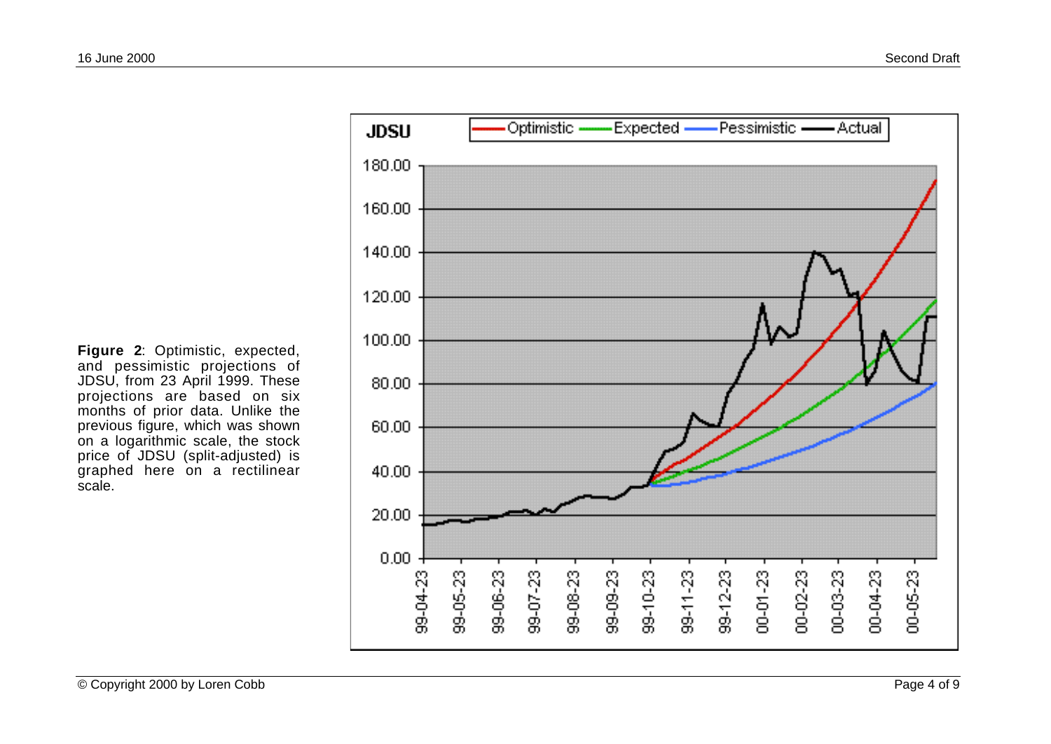**Figure 2**: Optimistic, expected, and pessimistic projections of JDSU, from 23 April 1999. These projections are based on six months of prior data. Unlike the previous figure, which was shown on a logarithmic scale, the stock price of JDSU (split-adjusted) is graphed here on a rectilinear scale.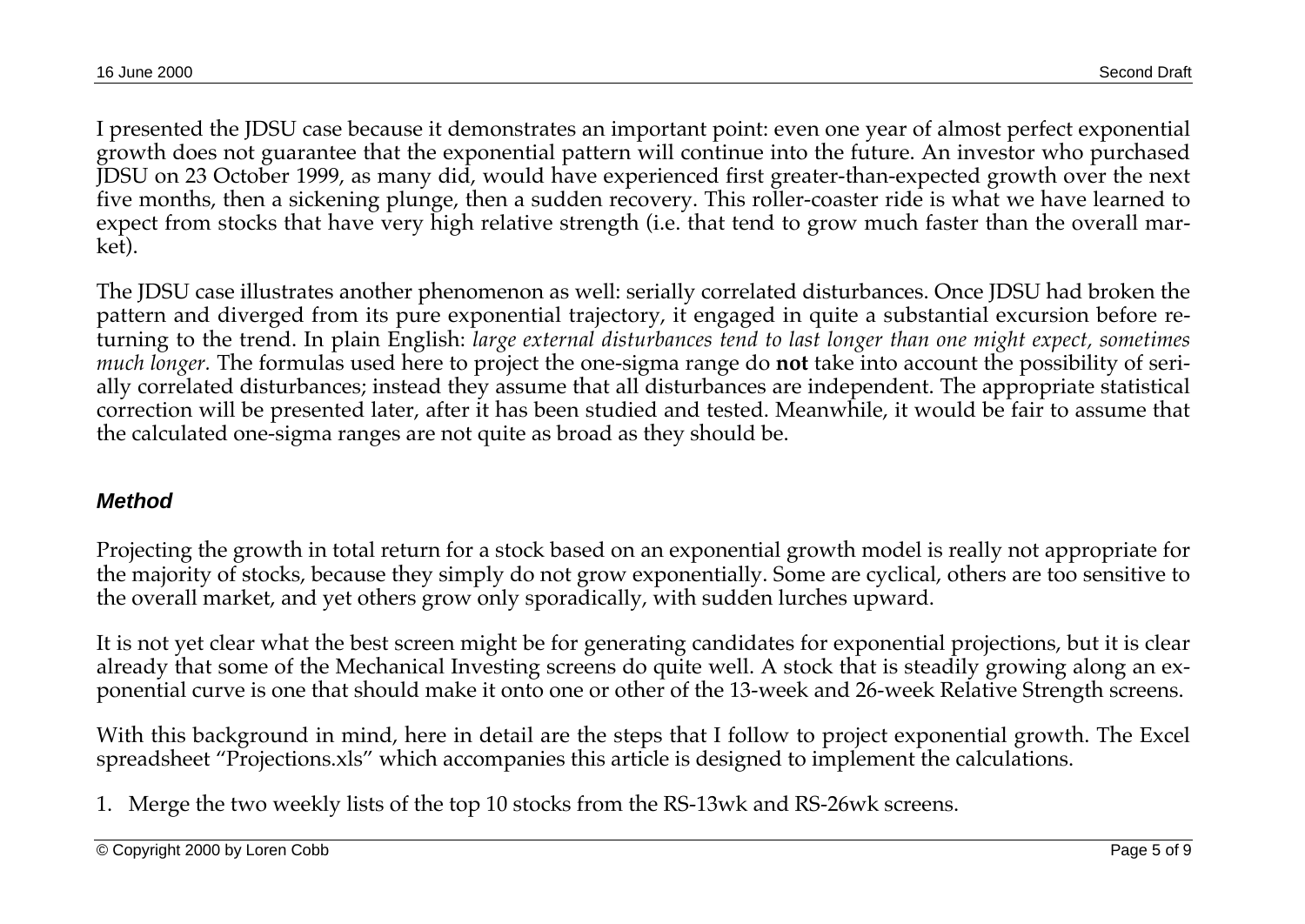I presented the JDSU case because it demonstrates an important point: even one year of almost perfect exponential growth does not guarantee that the exponential pattern will continue into the future. An investor who purchased JDSU on 23 October 1999, as many did, would have experienced first greater-than-expected growth over the next five months, then a sickening plunge, then a sudden recovery. This roller-coaster ride is what we have learned to expect from stocks that have very high relative strength (i.e. that tend to grow much faster than the overall market).

The JDSU case illustrates another phenomenon as well: serially correlated disturbances. Once JDSU had broken the pattern and diverged from its pure exponential trajectory, it engaged in quite a substantial excursion before returning to the trend. In plain English: *large external disturbances tend to last longer than one might expect, sometimes much longer.* The formulas used here to project the one-sigma range do **not** take into account the possibility of serially correlated disturbances; instead they assume that all disturbances are independent. The appropriate statistical correction will be presented later, after it has been studied and tested. Meanwhile, it would be fair to assume that the calculated one-sigma ranges are not quite as broad as they should be.

### *Method*

Projecting the growth in total return for a stock based on an exponential growth model is really not appropriate for the majority of stocks, because they simply do not grow exponentially. Some are cyclical, others are too sensitive to the overall market, and yet others grow only sporadically, with sudden lurches upward.

It is not yet clear what the best screen might be for generating candidates for exponential projections, but it is clear already that some of the Mechanical Investing screens do quite well. A stock that is steadily growing along an exponential curve is one that should make it onto one or other of the 13-week and 26-week Relative Strength screens.

With this background in mind, here in detail are the steps that I follow to project exponential growth. The Excel spreadsheet "Projections.xls" which accompanies this article is designed to implement the calculations.

1. Merge the two weekly lists of the top 10 stocks from the RS-13wk and RS-26wk screens.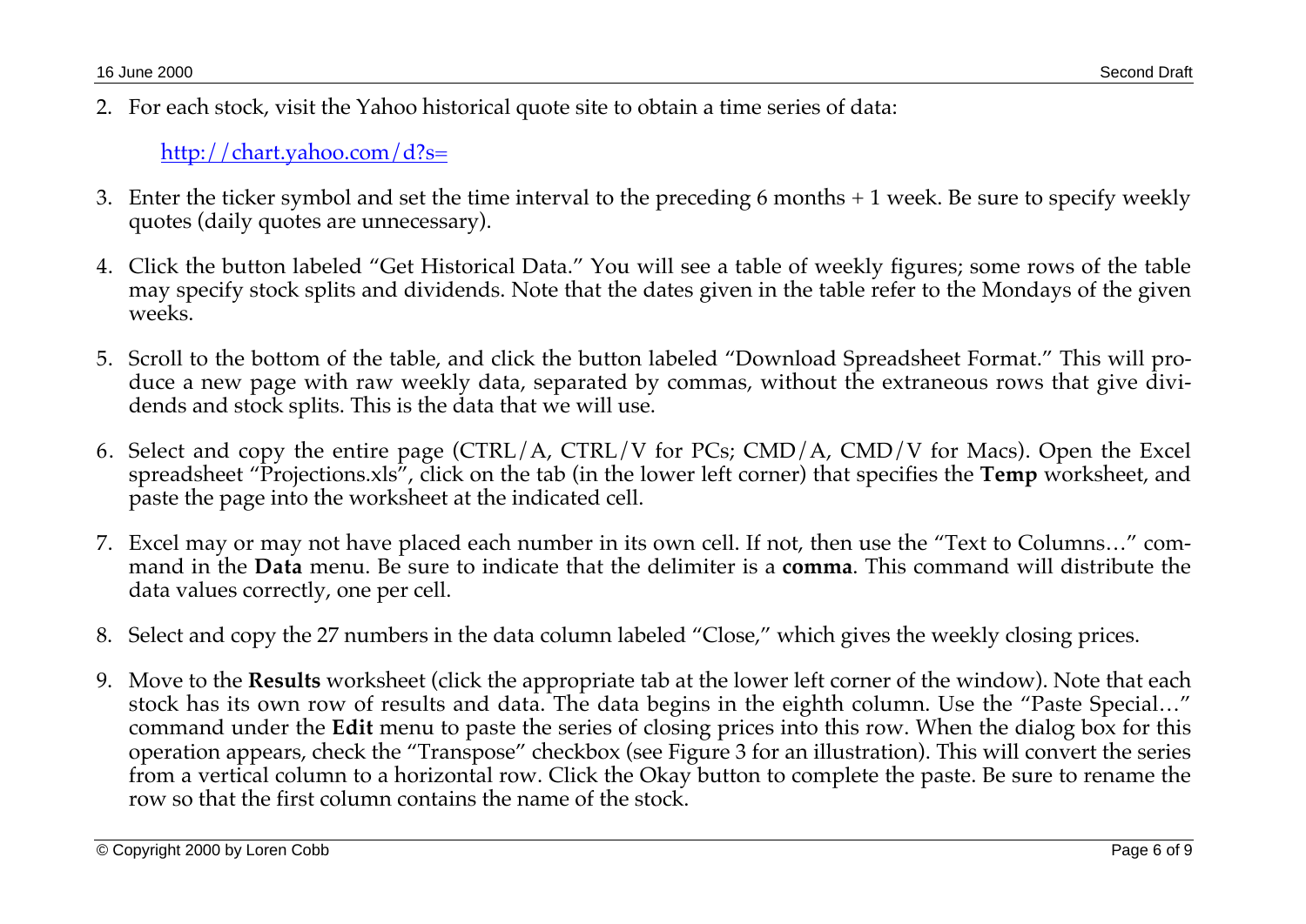2. For each stock, visit the Yahoo historical quote site to obtain a time series of data:

   [http://chart.yahoo.com/d?s=](http://chart.yahoo.com/d?s=)

3. Enter the ticker symbol and set the time interval to the preceding 6 months + 1 week. Be sure to specify weekly quotes (daily quotes are unnecessary).

4. Click the button labeled "Get Historical Data." You will see a table of weekly figures; some rows of the table may specify stock splits and dividends. Note that the dates given in the table refer to the Mondays of the given weeks.

5. Scroll to the bottom of the table, and click the button labeled "Download Spreadsheet Format." This will produce a new page with raw weekly data, separated by commas, without the extraneous rows that give dividends and stock splits. This is the data that we will use.

6. Select and copy the entire page (CTRL/A, CTRL/V for PCs; CMD/A, CMD/V for Macs). Open the Excel spreadsheet "Projections.xls", click on the tab (in the lower left corner) that specifies the **Temp** worksheet, and paste the page into the worksheet at the indicated cell.

7. Excel may or may not have placed each number in its own cell. If not, then use the "Text to Columns…" command in the **Data** menu. Be sure to indicate that the delimiter is a **comma**. This command will distribute the data values correctly, one per cell.

8. Select and copy the 27 numbers in the data column labeled "Close," which gives the weekly closing prices.

9. Move to the **Results** worksheet (click the appropriate tab at the lower left corner of the window). Note that each stock has its own row of results and data. The data begins in the eighth column. Use the "Paste Special…" command under the **Edit** menu to paste the series of closing prices into this row. When the dialog box for this operation appears, check the "Transpose" checkbox (see Figure 3 for an illustration). This will convert the series from a vertical column to a horizontal row. Click the Okay button to complete the paste. Be sure to rename the row so that the first column contains the name of the stock.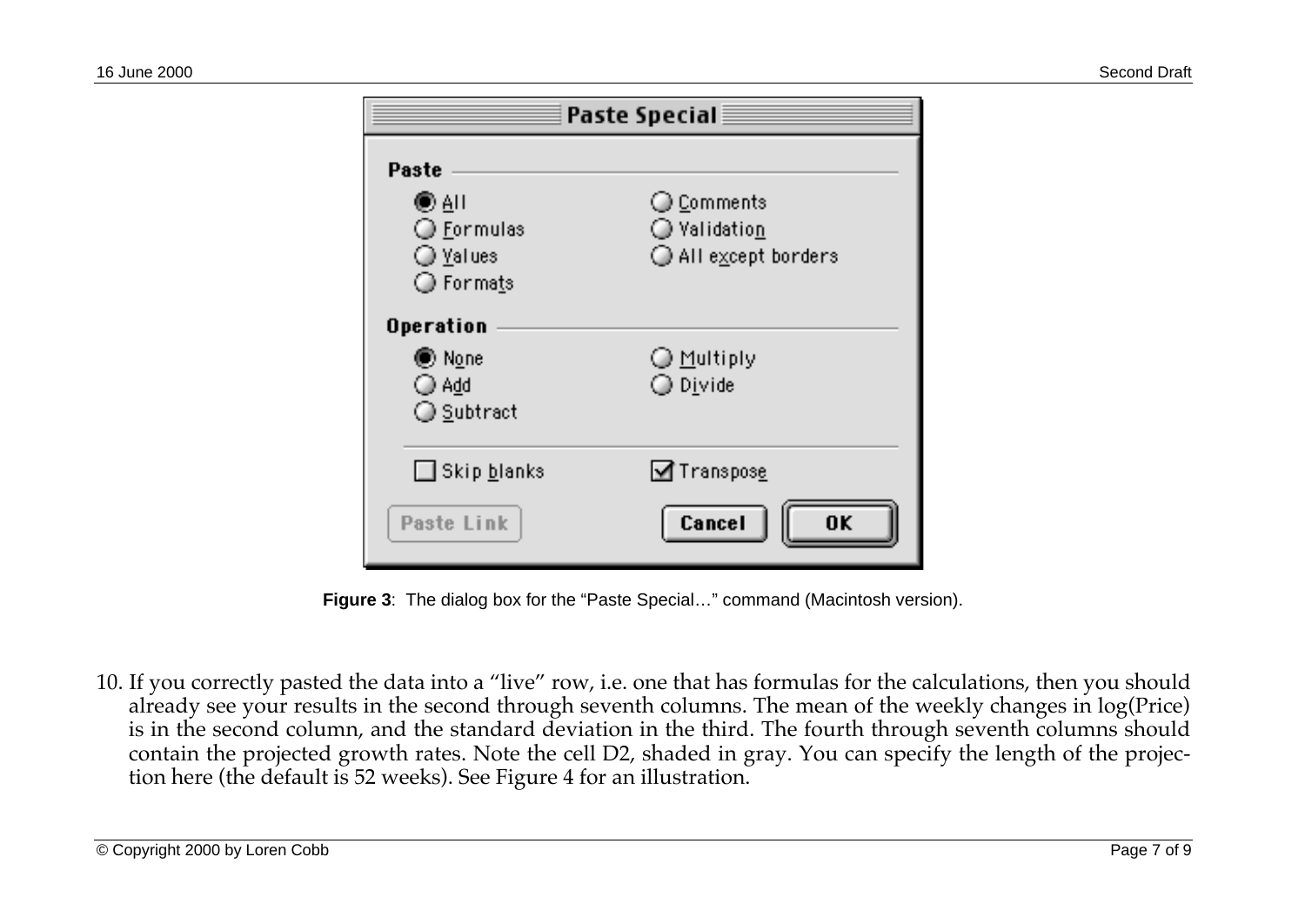**Figure 3**: The dialog box for the “Paste Special…” command (Macintosh version).

10. If you correctly pasted the data into a “live” row, i.e. one that has formulas for the calculations, then you should already see your results in the second through seventh columns. The mean of the weekly changes in log(Price) is in the second column, and the standard deviation in the third. The fourth through seventh columns should contain the projected growth rates. Note the cell D2, shaded in gray. You can specify the length of the projection here (the default is 52 weeks). See Figure 4 for an illustration.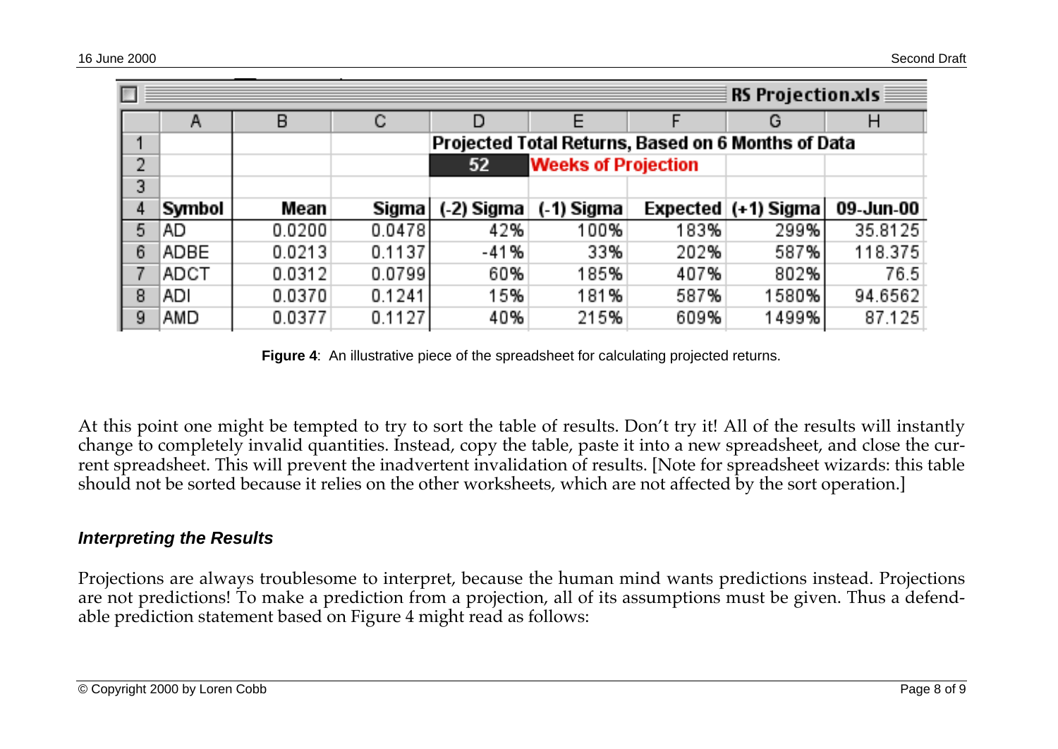**RS Projection.xls**

| | A | B | C | D | E | F | G | H |
|---|---|---|---|---|---|---|---|---|
| 1 | | | | Projected Total Returns, Based on 6 Months of Data | | | | |
| 2 | | | | 52 | Weeks of Projection | | | |
| 3 | | | | | | | | |
| 4 | Symbol | Mean | Sigma | (-2) Sigma | (-1) Sigma | Expected | (+1) Sigma | 09-Jun-00 |
| 5 | AD | 0.0200 | 0.0478 | 42% | 100% | 183% | 299% | 35.8125 |
| 6 | ADBE | 0.0213 | 0.1137 | -41% | 33% | 202% | 587% | 118.375 |
| 7 | ADCT | 0.0312 | 0.0799 | 60% | 185% | 407% | 802% | 76.5 |
| 8 | ADI | 0.0370 | 0.1241 | 15% | 181% | 587% | 1580% | 94.6562 |
| 9 | AMD | 0.0377 | 0.1127 | 40% | 215% | 609% | 1499% | 87.125 |

**Figure 4**: An illustrative piece of the spreadsheet for calculating projected returns.

At this point one might be tempted to try to sort the table of results. Don't try it! All of the results will instantly change to completely invalid quantities. Instead, copy the table, paste it into a new spreadsheet, and close the current spreadsheet. This will prevent the inadvertent invalidation of results. [Note for spreadsheet wizards: this table should not be sorted because it relies on the other worksheets, which are not affected by the sort operation.]

### *Interpreting the Results*

Projections are always troublesome to interpret, because the human mind wants predictions instead. Projections are not predictions! To make a prediction from a projection, all of its assumptions must be given. Thus a defendable prediction statement based on Figure 4 might read as follows: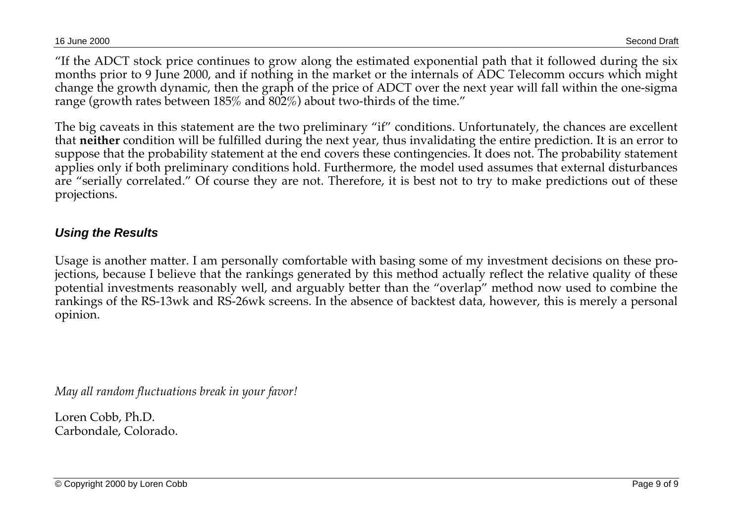"If the ADCT stock price continues to grow along the estimated exponential path that it followed during the six months prior to 9 June 2000, and if nothing in the market or the internals of ADC Telecomm occurs which might change the growth dynamic, then the graph of the price of ADCT over the next year will fall within the one-sigma range (growth rates between 185% and 802%) about two-thirds of the time."

The big caveats in this statement are the two preliminary "if" conditions. Unfortunately, the chances are excellent that **neither** condition will be fulfilled during the next year, thus invalidating the entire prediction. It is an error to suppose that the probability statement at the end covers these contingencies. It does not. The probability statement applies only if both preliminary conditions hold. Furthermore, the model used assumes that external disturbances are "serially correlated." Of course they are not. Therefore, it is best not to try to make predictions out of these projections.

### *Using the Results*

Usage is another matter. I am personally comfortable with basing some of my investment decisions on these projections, because I believe that the rankings generated by this method actually reflect the relative quality of these potential investments reasonably well, and arguably better than the "overlap" method now used to combine the rankings of the RS-13wk and RS-26wk screens. In the absence of backtest data, however, this is merely a personal opinion.

*May all random fluctuations break in your favor!*

Loren Cobb, Ph.D.
Carbondale, Colorado.